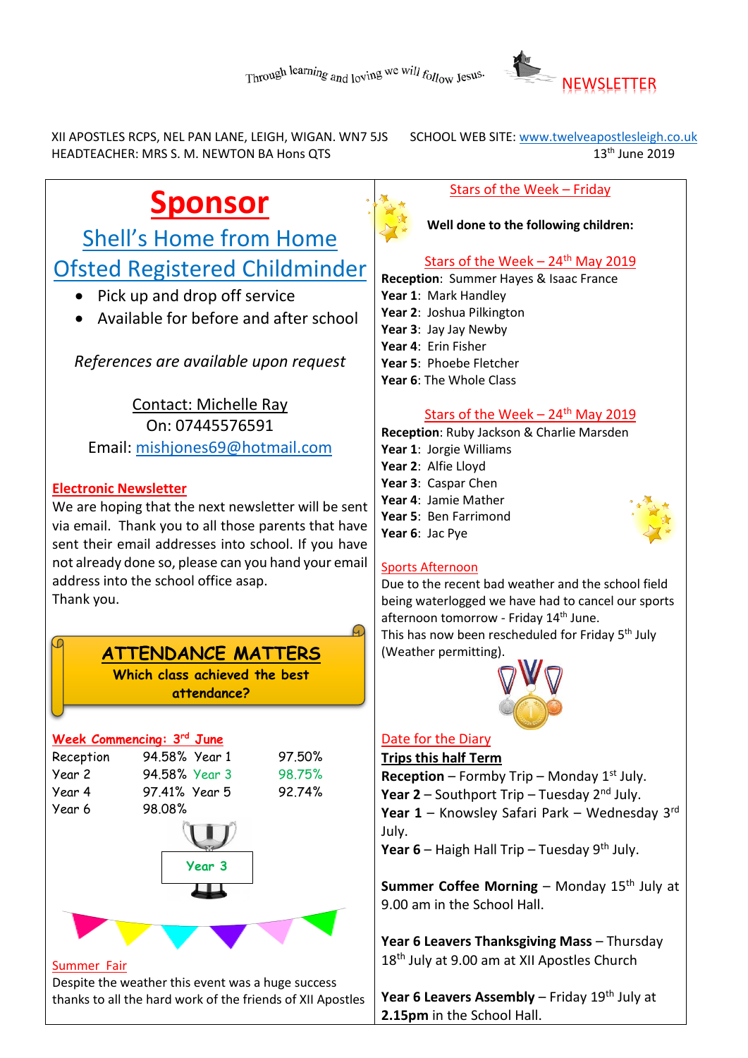Through learning and loving we will follow Jesus.

# NEWSLETTER

XII APOSTLES RCPS, NEL PAN LANE, LEIGH, WIGAN. WN7 5JS
HEADTEACHER: MRS S. M. NEWTON BA Hons QTS

SCHOOL WEB SITE: www.twelveapostlesleigh.co.uk
13th June 2019

## Sponsor

### Shell's Home from Home
### Ofsted Registered Childminder

- Pick up and drop off service
- Available for before and after school

*References are available upon request*

Contact: Michelle Ray
On: 07445576591
Email: mishjones69@hotmail.com

**Electronic Newsletter**

We are hoping that the next newsletter will be sent via email. Thank you to all those parents that have sent their email addresses into school. If you have not already done so, please can you hand your email address into the school office asap.
Thank you.

## ATTENDANCE MATTERS

**Which class achieved the best attendance?**

**Week Commencing: 3rd June**

| Class | % | Class | % |
|---|---|---|---|
| Reception | 94.58% | Year 1 | 97.50% |
| Year 2 | 94.58% | Year 3 | 98.75% |
| Year 4 | 97.41% | Year 5 | 92.74% |
| Year 6 | 98.08% | | |

**Year 3**

**Summer Fair**

Despite the weather this event was a huge success thanks to all the hard work of the friends of XII Apostles

**Stars of the Week – Friday**

**Well done to the following children:**

**Stars of the Week – 24th May 2019**

**Reception**: Summer Hayes & Isaac France
**Year 1**: Mark Handley
**Year 2**: Joshua Pilkington
**Year 3**: Jay Jay Newby
**Year 4**: Erin Fisher
**Year 5**: Phoebe Fletcher
**Year 6**: The Whole Class

**Stars of the Week – 24th May 2019**

**Reception**: Ruby Jackson & Charlie Marsden
**Year 1**: Jorgie Williams
**Year 2**: Alfie Lloyd
**Year 3**: Caspar Chen
**Year 4**: Jamie Mather
**Year 5**: Ben Farrimond
**Year 6**: Jac Pye

**Sports Afternoon**

Due to the recent bad weather and the school field being waterlogged we have had to cancel our sports afternoon tomorrow - Friday 14th June.
This has now been rescheduled for Friday 5th July (Weather permitting).

**Date for the Diary**

**Trips this half Term**

**Reception** – Formby Trip – Monday 1st July.
**Year 2** – Southport Trip – Tuesday 2nd July.
**Year 1** – Knowsley Safari Park – Wednesday 3rd July.
**Year 6** – Haigh Hall Trip – Tuesday 9th July.

**Summer Coffee Morning** – Monday 15th July at 9.00 am in the School Hall.

**Year 6 Leavers Thanksgiving Mass** – Thursday 18th July at 9.00 am at XII Apostles Church

**Year 6 Leavers Assembly** – Friday 19th July at **2.15pm** in the School Hall.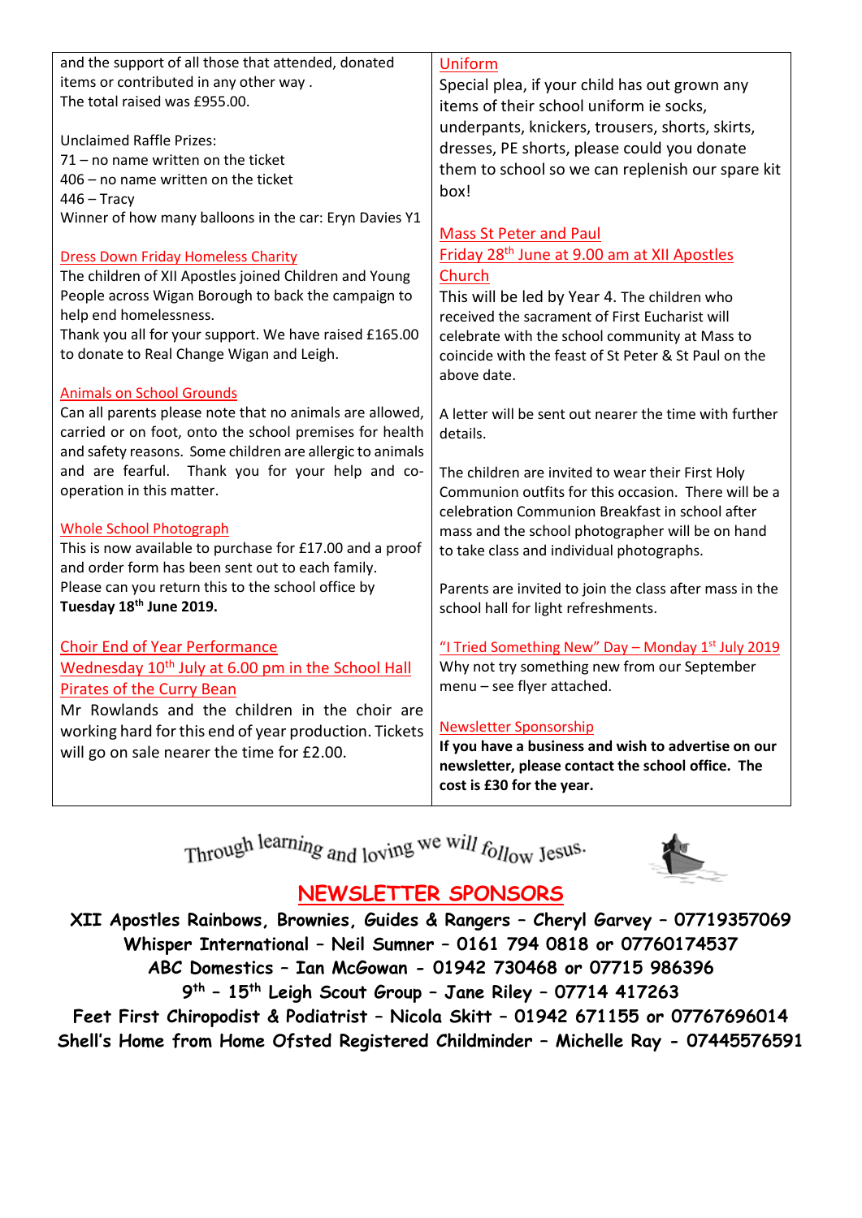and the support of all those that attended, donated items or contributed in any other way .
The total raised was £955.00.

Unclaimed Raffle Prizes:
71 – no name written on the ticket
406 – no name written on the ticket
446 – Tracy
Winner of how many balloons in the car: Eryn Davies Y1

### Dress Down Friday Homeless Charity

The children of XII Apostles joined Children and Young People across Wigan Borough to back the campaign to help end homelessness.
Thank you all for your support. We have raised £165.00 to donate to Real Change Wigan and Leigh.

### Animals on School Grounds

Can all parents please note that no animals are allowed, carried or on foot, onto the school premises for health and safety reasons. Some children are allergic to animals and are fearful. Thank you for your help and co-operation in this matter.

### Whole School Photograph

This is now available to purchase for £17.00 and a proof and order form has been sent out to each family.
Please can you return this to the school office by **Tuesday 18th June 2019.**

### Choir End of Year Performance
### Wednesday 10th July at 6.00 pm in the School Hall
### Pirates of the Curry Bean

Mr Rowlands and the children in the choir are working hard for this end of year production. Tickets will go on sale nearer the time for £2.00.

### Uniform

Special plea, if your child has out grown any items of their school uniform ie socks, underpants, knickers, trousers, shorts, skirts, dresses, PE shorts, please could you donate them to school so we can replenish our spare kit box!

### Mass St Peter and Paul
### Friday 28th June at 9.00 am at XII Apostles Church

This will be led by Year 4. The children who received the sacrament of First Eucharist will celebrate with the school community at Mass to coincide with the feast of St Peter & St Paul on the above date.

A letter will be sent out nearer the time with further details.

The children are invited to wear their First Holy Communion outfits for this occasion. There will be a celebration Communion Breakfast in school after mass and the school photographer will be on hand to take class and individual photographs.

Parents are invited to join the class after mass in the school hall for light refreshments.

### "I Tried Something New" Day – Monday 1st July 2019

Why not try something new from our September menu – see flyer attached.

### Newsletter Sponsorship

**If you have a business and wish to advertise on our newsletter, please contact the school office. The cost is £30 for the year.**

Through learning and loving we will follow Jesus.

## NEWSLETTER SPONSORS

**XII Apostles Rainbows, Brownies, Guides & Rangers – Cheryl Garvey – 07719357069**
**Whisper International – Neil Sumner – 0161 794 0818 or 07760174537**
**ABC Domestics – Ian McGowan - 01942 730468 or 07715 986396**
**9th – 15th Leigh Scout Group – Jane Riley – 07714 417263**
**Feet First Chiropodist & Podiatrist – Nicola Skitt – 01942 671155 or 07767696014**
**Shell's Home from Home Ofsted Registered Childminder – Michelle Ray - 07445576591**